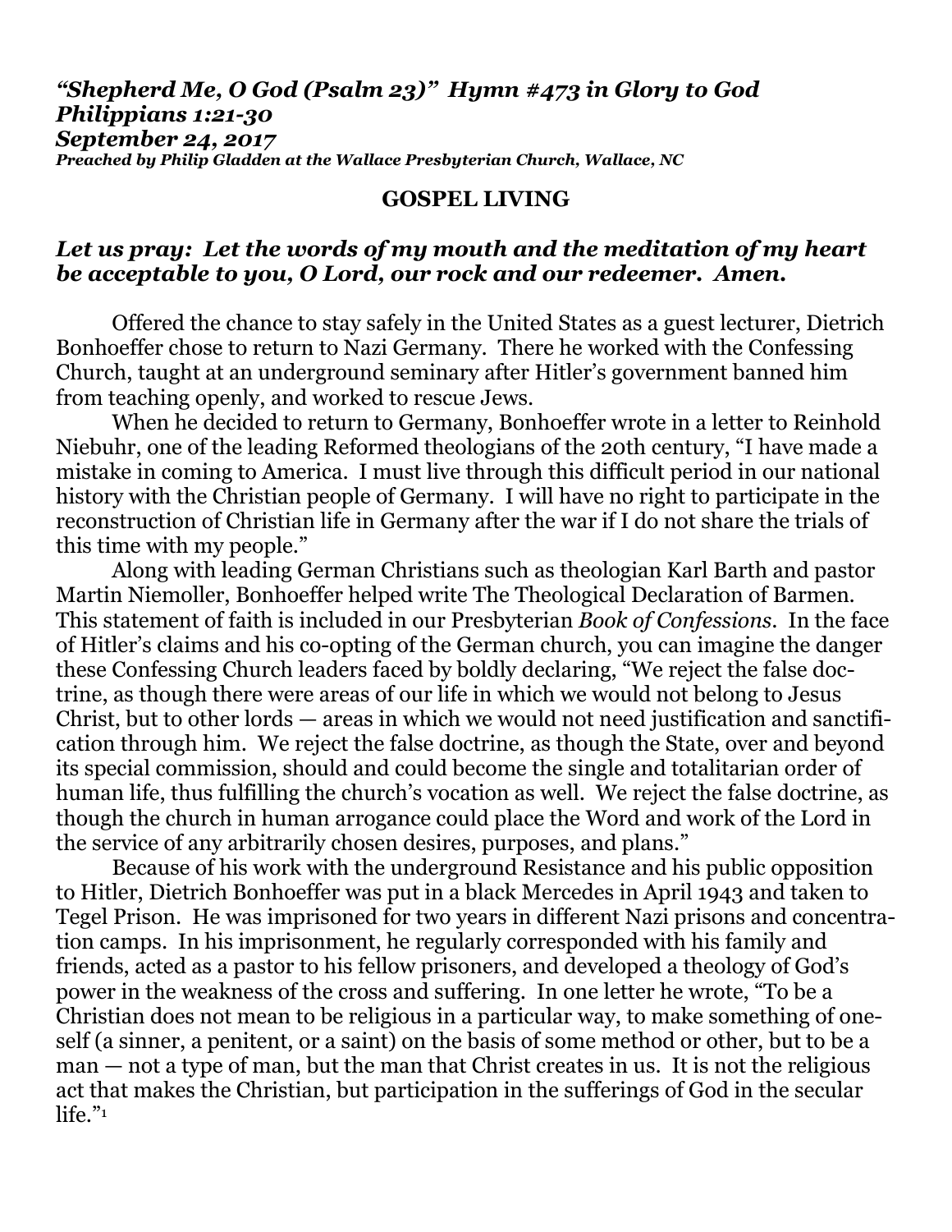***"Shepherd Me, O God (Psalm 23)" Hymn #473 in Glory to God***
***Philippians 1:21-30***
***September 24, 2017***
***Preached by Philip Gladden at the Wallace Presbyterian Church, Wallace, NC***

## GOSPEL LIVING

***Let us pray: Let the words of my mouth and the meditation of my heart be acceptable to you, O Lord, our rock and our redeemer. Amen.***

Offered the chance to stay safely in the United States as a guest lecturer, Dietrich Bonhoeffer chose to return to Nazi Germany. There he worked with the Confessing Church, taught at an underground seminary after Hitler's government banned him from teaching openly, and worked to rescue Jews.

When he decided to return to Germany, Bonhoeffer wrote in a letter to Reinhold Niebuhr, one of the leading Reformed theologians of the 20th century, "I have made a mistake in coming to America. I must live through this difficult period in our national history with the Christian people of Germany. I will have no right to participate in the reconstruction of Christian life in Germany after the war if I do not share the trials of this time with my people."

Along with leading German Christians such as theologian Karl Barth and pastor Martin Niemoller, Bonhoeffer helped write The Theological Declaration of Barmen. This statement of faith is included in our Presbyterian *Book of Confessions*. In the face of Hitler's claims and his co-opting of the German church, you can imagine the danger these Confessing Church leaders faced by boldly declaring, "We reject the false doctrine, as though there were areas of our life in which we would not belong to Jesus Christ, but to other lords — areas in which we would not need justification and sanctification through him. We reject the false doctrine, as though the State, over and beyond its special commission, should and could become the single and totalitarian order of human life, thus fulfilling the church's vocation as well. We reject the false doctrine, as though the church in human arrogance could place the Word and work of the Lord in the service of any arbitrarily chosen desires, purposes, and plans."

Because of his work with the underground Resistance and his public opposition to Hitler, Dietrich Bonhoeffer was put in a black Mercedes in April 1943 and taken to Tegel Prison. He was imprisoned for two years in different Nazi prisons and concentration camps. In his imprisonment, he regularly corresponded with his family and friends, acted as a pastor to his fellow prisoners, and developed a theology of God's power in the weakness of the cross and suffering. In one letter he wrote, "To be a Christian does not mean to be religious in a particular way, to make something of oneself (a sinner, a penitent, or a saint) on the basis of some method or other, but to be a man — not a type of man, but the man that Christ creates in us. It is not the religious act that makes the Christian, but participation in the sufferings of God in the secular life."[1]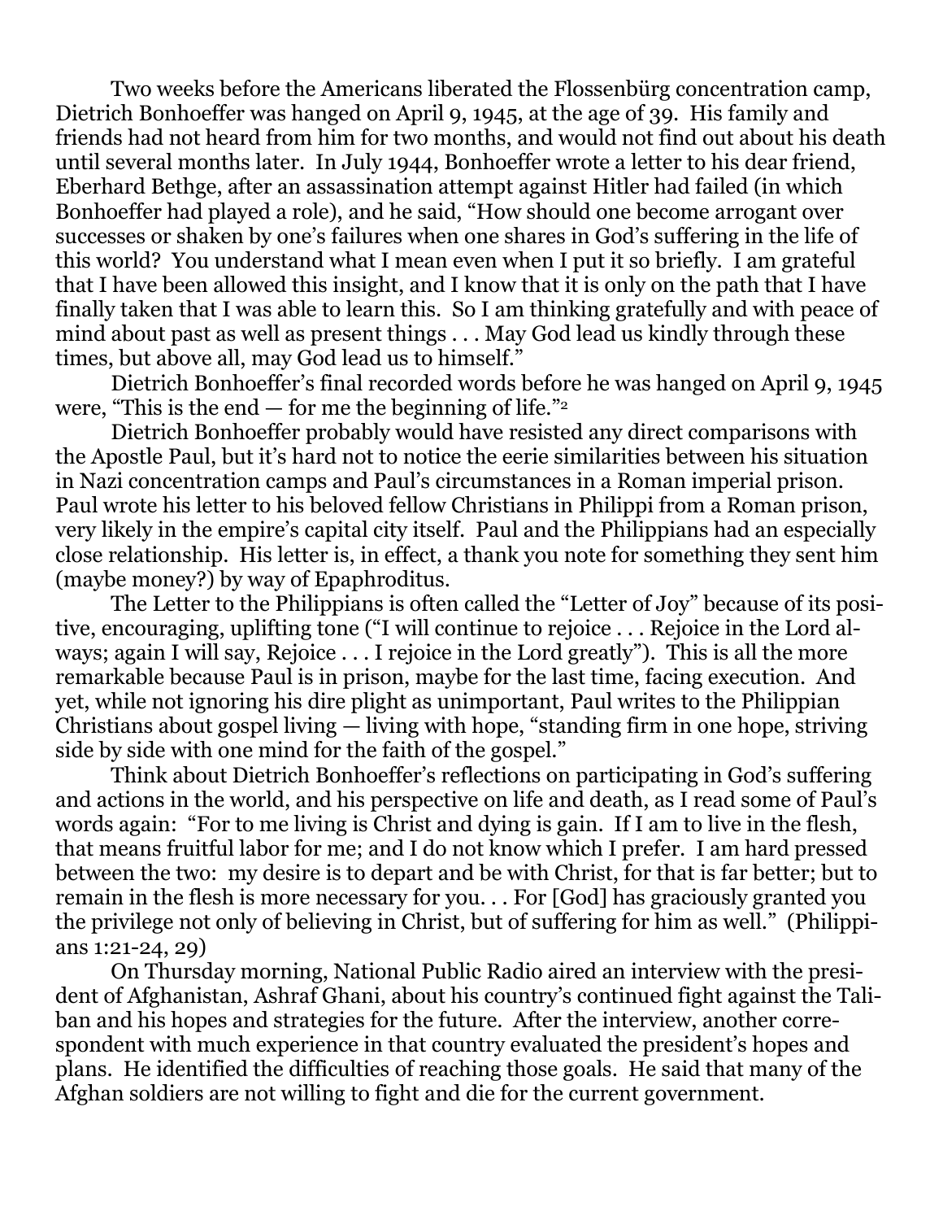Two weeks before the Americans liberated the Flossenbürg concentration camp, Dietrich Bonhoeffer was hanged on April 9, 1945, at the age of 39. His family and friends had not heard from him for two months, and would not find out about his death until several months later. In July 1944, Bonhoeffer wrote a letter to his dear friend, Eberhard Bethge, after an assassination attempt against Hitler had failed (in which Bonhoeffer had played a role), and he said, "How should one become arrogant over successes or shaken by one's failures when one shares in God's suffering in the life of this world? You understand what I mean even when I put it so briefly. I am grateful that I have been allowed this insight, and I know that it is only on the path that I have finally taken that I was able to learn this. So I am thinking gratefully and with peace of mind about past as well as present things . . . May God lead us kindly through these times, but above all, may God lead us to himself."

Dietrich Bonhoeffer's final recorded words before he was hanged on April 9, 1945 were, "This is the end — for me the beginning of life."[2]

Dietrich Bonhoeffer probably would have resisted any direct comparisons with the Apostle Paul, but it's hard not to notice the eerie similarities between his situation in Nazi concentration camps and Paul's circumstances in a Roman imperial prison. Paul wrote his letter to his beloved fellow Christians in Philippi from a Roman prison, very likely in the empire's capital city itself. Paul and the Philippians had an especially close relationship. His letter is, in effect, a thank you note for something they sent him (maybe money?) by way of Epaphroditus.

The Letter to the Philippians is often called the "Letter of Joy" because of its positive, encouraging, uplifting tone ("I will continue to rejoice . . . Rejoice in the Lord always; again I will say, Rejoice . . . I rejoice in the Lord greatly"). This is all the more remarkable because Paul is in prison, maybe for the last time, facing execution. And yet, while not ignoring his dire plight as unimportant, Paul writes to the Philippian Christians about gospel living — living with hope, "standing firm in one hope, striving side by side with one mind for the faith of the gospel."

Think about Dietrich Bonhoeffer's reflections on participating in God's suffering and actions in the world, and his perspective on life and death, as I read some of Paul's words again: "For to me living is Christ and dying is gain. If I am to live in the flesh, that means fruitful labor for me; and I do not know which I prefer. I am hard pressed between the two: my desire is to depart and be with Christ, for that is far better; but to remain in the flesh is more necessary for you. . . For [God] has graciously granted you the privilege not only of believing in Christ, but of suffering for him as well." (Philippians 1:21-24, 29)

On Thursday morning, National Public Radio aired an interview with the president of Afghanistan, Ashraf Ghani, about his country's continued fight against the Taliban and his hopes and strategies for the future. After the interview, another correspondent with much experience in that country evaluated the president's hopes and plans. He identified the difficulties of reaching those goals. He said that many of the Afghan soldiers are not willing to fight and die for the current government.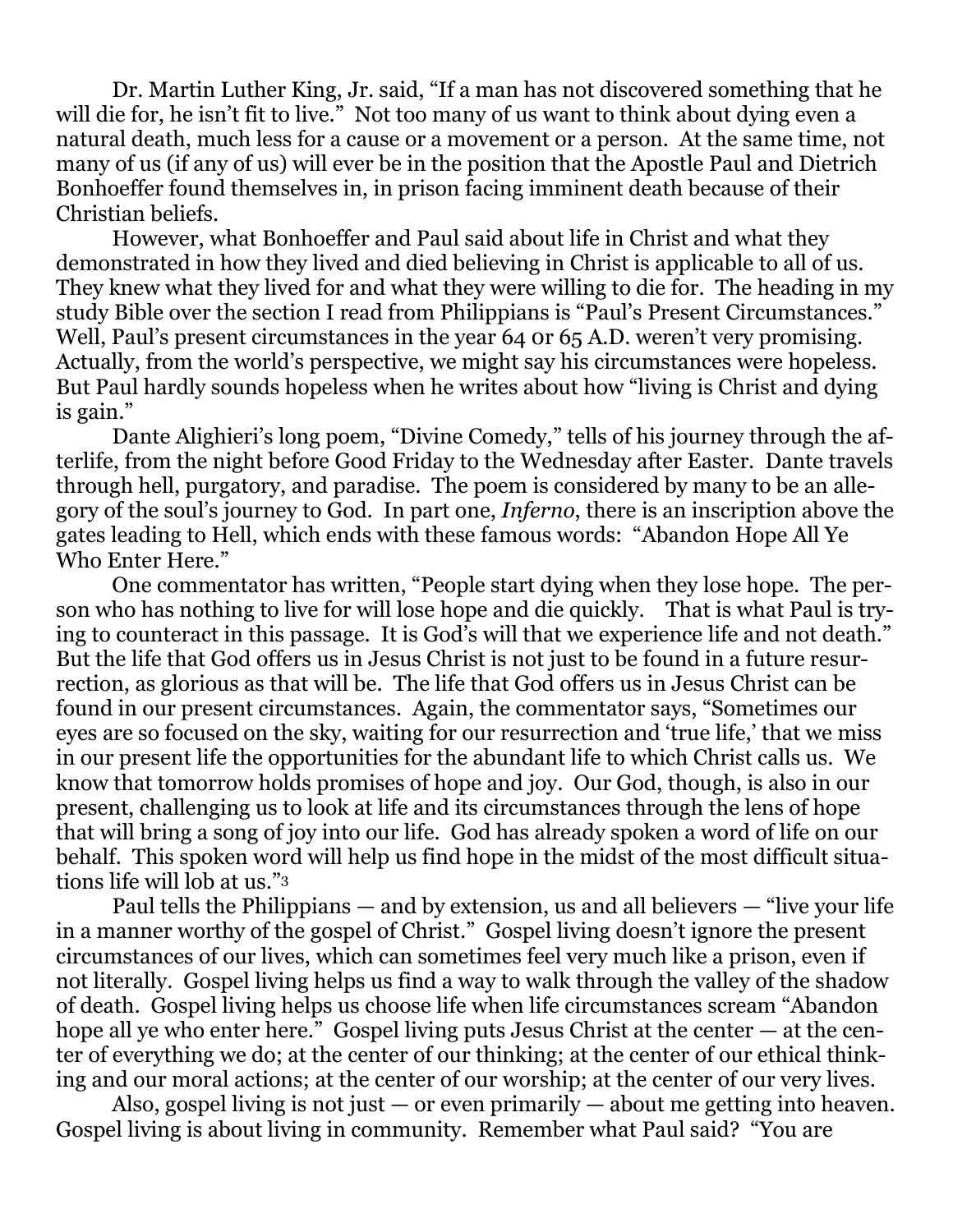Dr. Martin Luther King, Jr. said, "If a man has not discovered something that he will die for, he isn't fit to live." Not too many of us want to think about dying even a natural death, much less for a cause or a movement or a person. At the same time, not many of us (if any of us) will ever be in the position that the Apostle Paul and Dietrich Bonhoeffer found themselves in, in prison facing imminent death because of their Christian beliefs.

However, what Bonhoeffer and Paul said about life in Christ and what they demonstrated in how they lived and died believing in Christ is applicable to all of us. They knew what they lived for and what they were willing to die for. The heading in my study Bible over the section I read from Philippians is "Paul's Present Circumstances." Well, Paul's present circumstances in the year 64 or 65 A.D. weren't very promising. Actually, from the world's perspective, we might say his circumstances were hopeless. But Paul hardly sounds hopeless when he writes about how "living is Christ and dying is gain."

Dante Alighieri's long poem, "Divine Comedy," tells of his journey through the afterlife, from the night before Good Friday to the Wednesday after Easter. Dante travels through hell, purgatory, and paradise. The poem is considered by many to be an allegory of the soul's journey to God. In part one, *Inferno*, there is an inscription above the gates leading to Hell, which ends with these famous words: "Abandon Hope All Ye Who Enter Here."

One commentator has written, "People start dying when they lose hope. The person who has nothing to live for will lose hope and die quickly. That is what Paul is trying to counteract in this passage. It is God's will that we experience life and not death." But the life that God offers us in Jesus Christ is not just to be found in a future resurrection, as glorious as that will be. The life that God offers us in Jesus Christ can be found in our present circumstances. Again, the commentator says, "Sometimes our eyes are so focused on the sky, waiting for our resurrection and 'true life,' that we miss in our present life the opportunities for the abundant life to which Christ calls us. We know that tomorrow holds promises of hope and joy. Our God, though, is also in our present, challenging us to look at life and its circumstances through the lens of hope that will bring a song of joy into our life. God has already spoken a word of life on our behalf. This spoken word will help us find hope in the midst of the most difficult situations life will lob at us."[3]

Paul tells the Philippians — and by extension, us and all believers — "live your life in a manner worthy of the gospel of Christ." Gospel living doesn't ignore the present circumstances of our lives, which can sometimes feel very much like a prison, even if not literally. Gospel living helps us find a way to walk through the valley of the shadow of death. Gospel living helps us choose life when life circumstances scream "Abandon hope all ye who enter here." Gospel living puts Jesus Christ at the center — at the center of everything we do; at the center of our thinking; at the center of our ethical thinking and our moral actions; at the center of our worship; at the center of our very lives.

Also, gospel living is not just — or even primarily — about me getting into heaven. Gospel living is about living in community. Remember what Paul said? "You are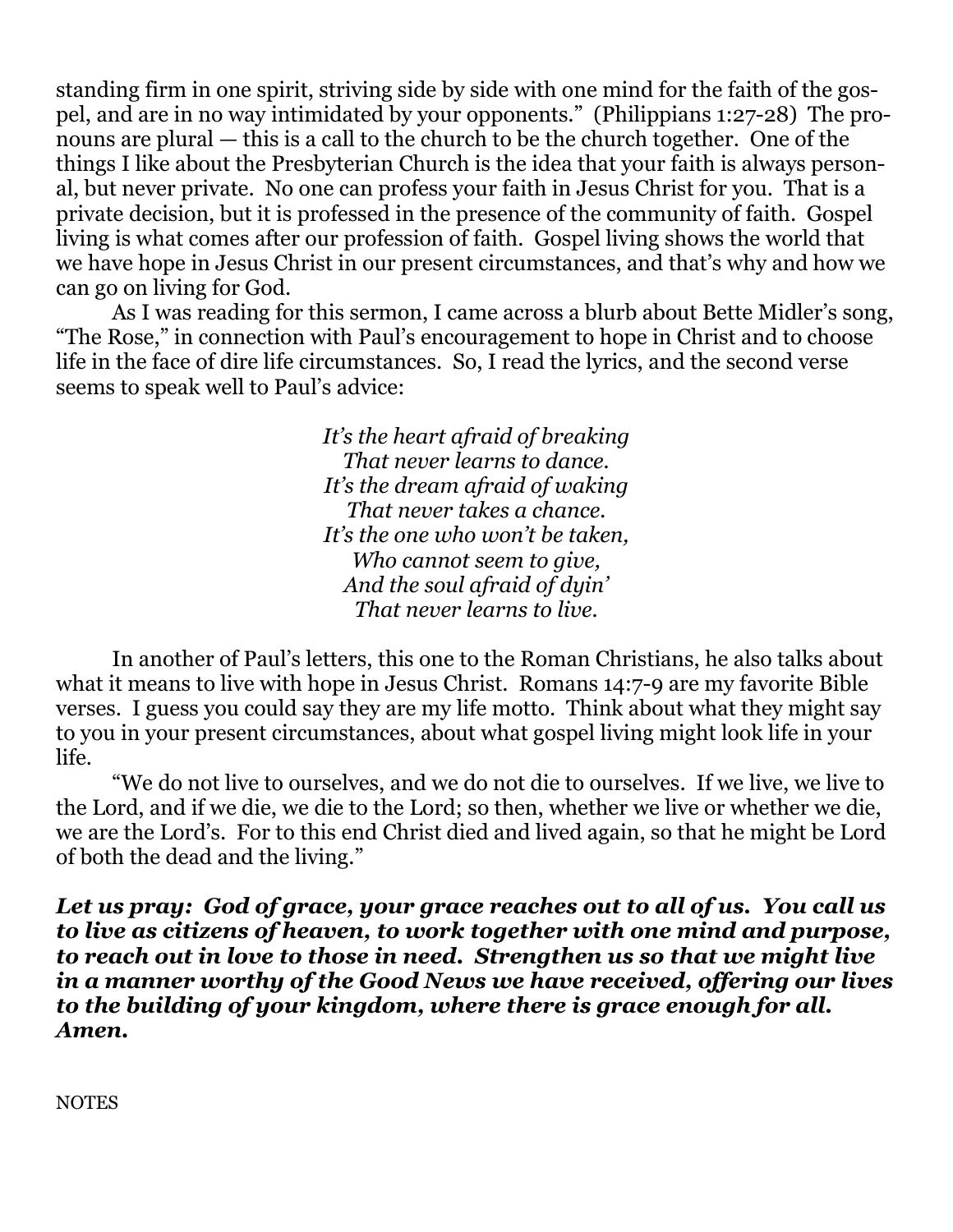standing firm in one spirit, striving side by side with one mind for the faith of the gospel, and are in no way intimidated by your opponents." (Philippians 1:27-28) The pronouns are plural — this is a call to the church to be the church together. One of the things I like about the Presbyterian Church is the idea that your faith is always personal, but never private. No one can profess your faith in Jesus Christ for you. That is a private decision, but it is professed in the presence of the community of faith. Gospel living is what comes after our profession of faith. Gospel living shows the world that we have hope in Jesus Christ in our present circumstances, and that's why and how we can go on living for God.

As I was reading for this sermon, I came across a blurb about Bette Midler's song, "The Rose," in connection with Paul's encouragement to hope in Christ and to choose life in the face of dire life circumstances. So, I read the lyrics, and the second verse seems to speak well to Paul's advice:

*It's the heart afraid of breaking*
*That never learns to dance.*
*It's the dream afraid of waking*
*That never takes a chance.*
*It's the one who won't be taken,*
*Who cannot seem to give,*
*And the soul afraid of dyin'*
*That never learns to live.*

In another of Paul's letters, this one to the Roman Christians, he also talks about what it means to live with hope in Jesus Christ. Romans 14:7-9 are my favorite Bible verses. I guess you could say they are my life motto. Think about what they might say to you in your present circumstances, about what gospel living might look life in your life.

"We do not live to ourselves, and we do not die to ourselves. If we live, we live to the Lord, and if we die, we die to the Lord; so then, whether we live or whether we die, we are the Lord's. For to this end Christ died and lived again, so that he might be Lord of both the dead and the living."

***Let us pray: God of grace, your grace reaches out to all of us. You call us to live as citizens of heaven, to work together with one mind and purpose, to reach out in love to those in need. Strengthen us so that we might live in a manner worthy of the Good News we have received, offering our lives to the building of your kingdom, where there is grace enough for all. Amen.***

NOTES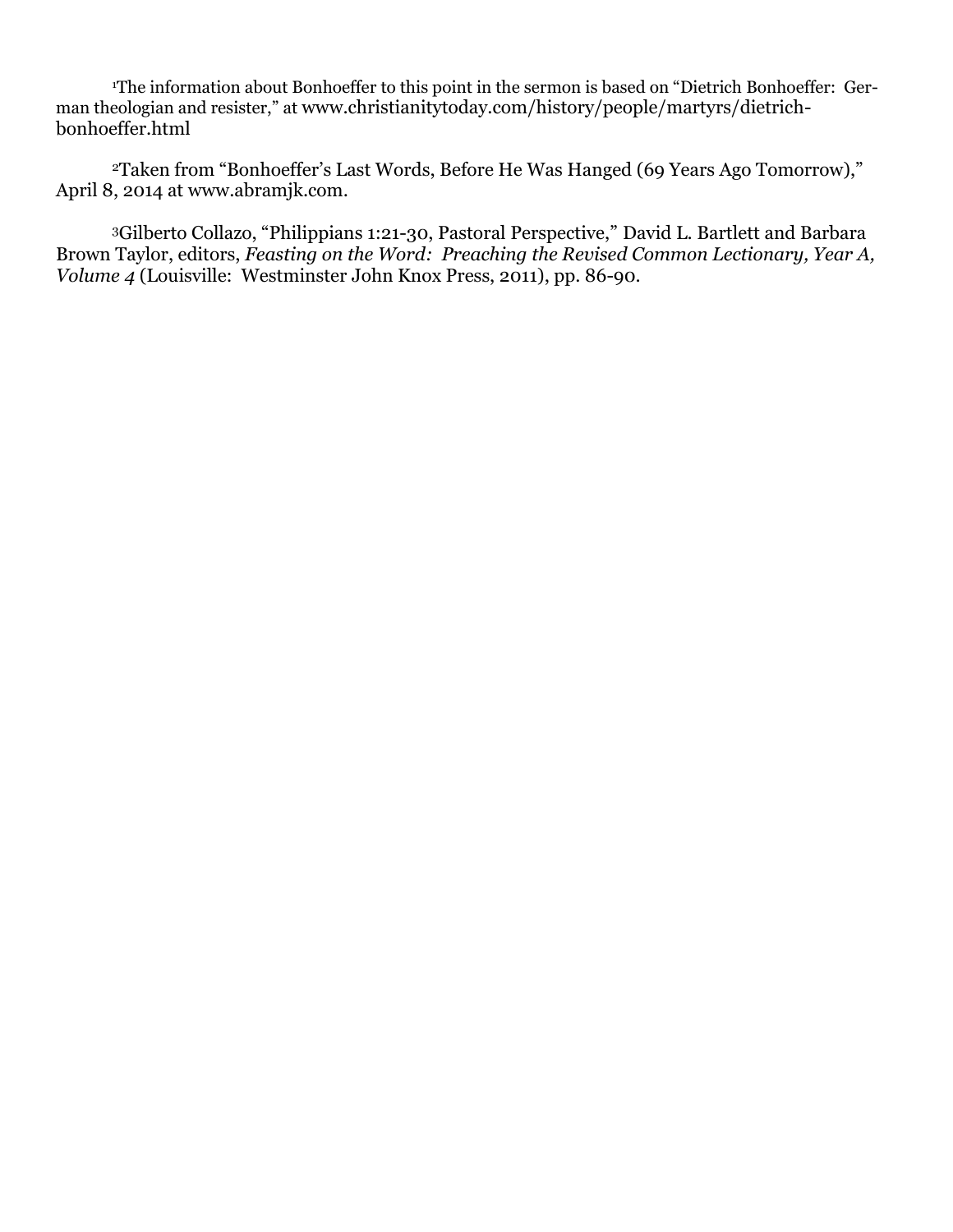[1]The information about Bonhoeffer to this point in the sermon is based on "Dietrich Bonhoeffer: German theologian and resister," at www.christianitytoday.com/history/people/martyrs/dietrich-bonhoeffer.html

[2]Taken from "Bonhoeffer's Last Words, Before He Was Hanged (69 Years Ago Tomorrow)," April 8, 2014 at www.abramjk.com.

[3]Gilberto Collazo, "Philippians 1:21-30, Pastoral Perspective," David L. Bartlett and Barbara Brown Taylor, editors, *Feasting on the Word: Preaching the Revised Common Lectionary, Year A, Volume 4* (Louisville: Westminster John Knox Press, 2011), pp. 86-90.